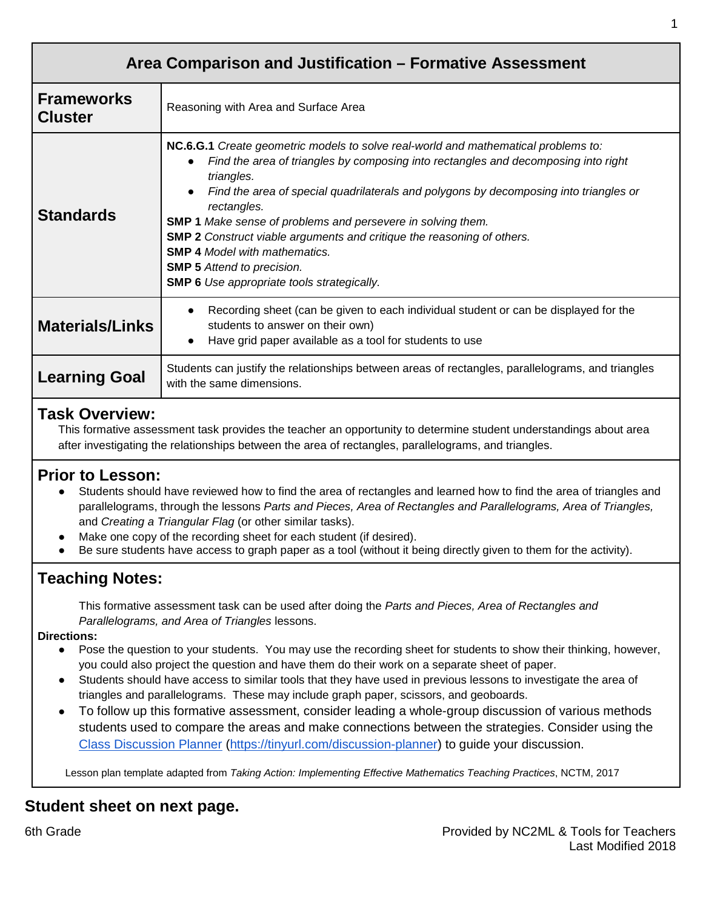# Area Comparison and Justification – Formative Assessment

| | |
|---|---|
| **Frameworks Cluster** | Reasoning with Area and Surface Area |
| **Standards** | **NC.6.G.1** *Create geometric models to solve real-world and mathematical problems to:*<br>● *Find the area of triangles by composing into rectangles and decomposing into right triangles.*<br>● *Find the area of special quadrilaterals and polygons by decomposing into triangles or rectangles.*<br>**SMP 1** *Make sense of problems and persevere in solving them.*<br>**SMP 2** *Construct viable arguments and critique the reasoning of others.*<br>**SMP 4** *Model with mathematics.*<br>**SMP 5** *Attend to precision.*<br>**SMP 6** *Use appropriate tools strategically.* |
| **Materials/Links** | ● Recording sheet (can be given to each individual student or can be displayed for the students to answer on their own)<br>● Have grid paper available as a tool for students to use |
| **Learning Goal** | Students can justify the relationships between areas of rectangles, parallelograms, and triangles with the same dimensions. |

## Task Overview:

This formative assessment task provides the teacher an opportunity to determine student understandings about area after investigating the relationships between the area of rectangles, parallelograms, and triangles.

## Prior to Lesson:

- Students should have reviewed how to find the area of rectangles and learned how to find the area of triangles and parallelograms, through the lessons *Parts and Pieces, Area of Rectangles and Parallelograms, Area of Triangles,* and *Creating a Triangular Flag* (or other similar tasks).
- Make one copy of the recording sheet for each student (if desired).
- Be sure students have access to graph paper as a tool (without it being directly given to them for the activity).

## Teaching Notes:

This formative assessment task can be used after doing the *Parts and Pieces, Area of Rectangles and Parallelograms, and Area of Triangles* lessons.

**Directions:**

- Pose the question to your students. You may use the recording sheet for students to show their thinking, however, you could also project the question and have them do their work on a separate sheet of paper.
- Students should have access to similar tools that they have used in previous lessons to investigate the area of triangles and parallelograms. These may include graph paper, scissors, and geoboards.
- To follow up this formative assessment, consider leading a whole-group discussion of various methods students used to compare the areas and make connections between the strategies. Consider using the [Class Discussion Planner](https://tinyurl.com/discussion-planner) (https://tinyurl.com/discussion-planner) to guide your discussion.

Lesson plan template adapted from *Taking Action: Implementing Effective Mathematics Teaching Practices*, NCTM, 2017

**Student sheet on next page.**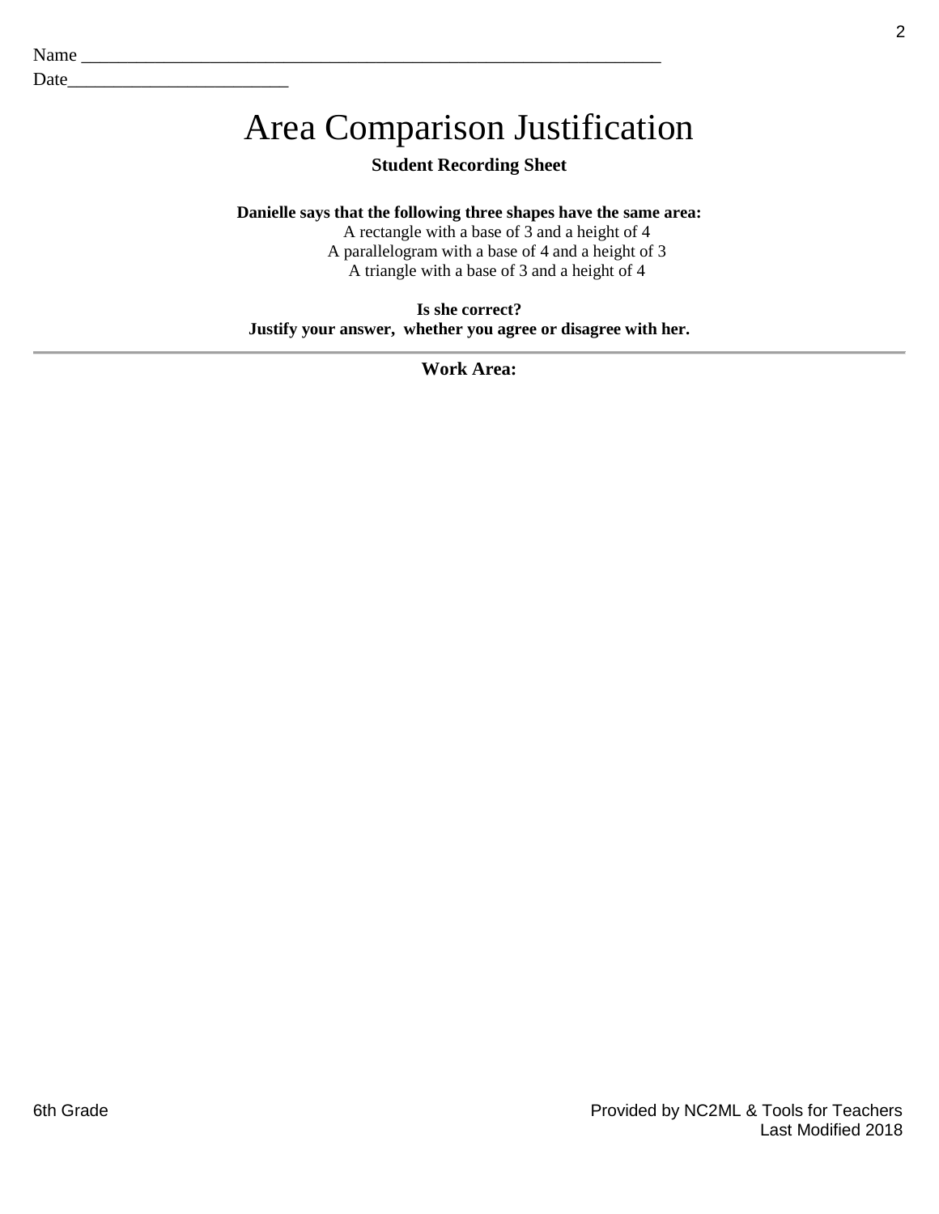Name ________________________________________________________________

Date________________________

# Area Comparison Justification

**Student Recording Sheet**

**Danielle says that the following three shapes have the same area:**

A rectangle with a base of 3 and a height of 4

A parallelogram with a base of 4 and a height of 3

A triangle with a base of 3 and a height of 4

**Is she correct?**

**Justify your answer, whether you agree or disagree with her.**

---

**Work Area:**

6th Grade

Provided by NC2ML & Tools for Teachers
Last Modified 2018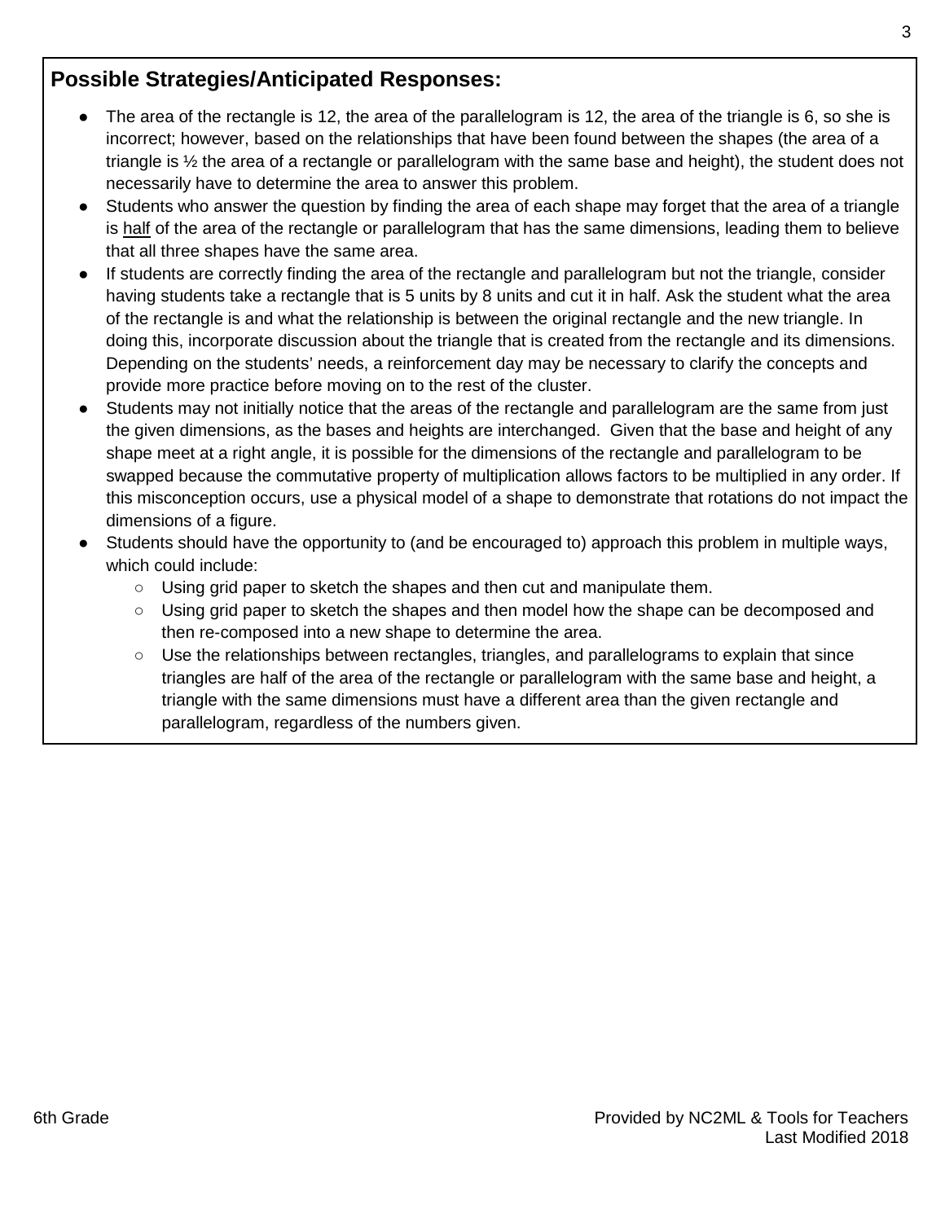## Possible Strategies/Anticipated Responses:

- The area of the rectangle is 12, the area of the parallelogram is 12, the area of the triangle is 6, so she is incorrect; however, based on the relationships that have been found between the shapes (the area of a triangle is ½ the area of a rectangle or parallelogram with the same base and height), the student does not necessarily have to determine the area to answer this problem.
- Students who answer the question by finding the area of each shape may forget that the area of a triangle is <u>half</u> of the area of the rectangle or parallelogram that has the same dimensions, leading them to believe that all three shapes have the same area.
- If students are correctly finding the area of the rectangle and parallelogram but not the triangle, consider having students take a rectangle that is 5 units by 8 units and cut it in half. Ask the student what the area of the rectangle is and what the relationship is between the original rectangle and the new triangle. In doing this, incorporate discussion about the triangle that is created from the rectangle and its dimensions. Depending on the students' needs, a reinforcement day may be necessary to clarify the concepts and provide more practice before moving on to the rest of the cluster.
- Students may not initially notice that the areas of the rectangle and parallelogram are the same from just the given dimensions, as the bases and heights are interchanged. Given that the base and height of any shape meet at a right angle, it is possible for the dimensions of the rectangle and parallelogram to be swapped because the commutative property of multiplication allows factors to be multiplied in any order. If this misconception occurs, use a physical model of a shape to demonstrate that rotations do not impact the dimensions of a figure.
- Students should have the opportunity to (and be encouraged to) approach this problem in multiple ways, which could include:
  - Using grid paper to sketch the shapes and then cut and manipulate them.
  - Using grid paper to sketch the shapes and then model how the shape can be decomposed and then re-composed into a new shape to determine the area.
  - Use the relationships between rectangles, triangles, and parallelograms to explain that since triangles are half of the area of the rectangle or parallelogram with the same base and height, a triangle with the same dimensions must have a different area than the given rectangle and parallelogram, regardless of the numbers given.